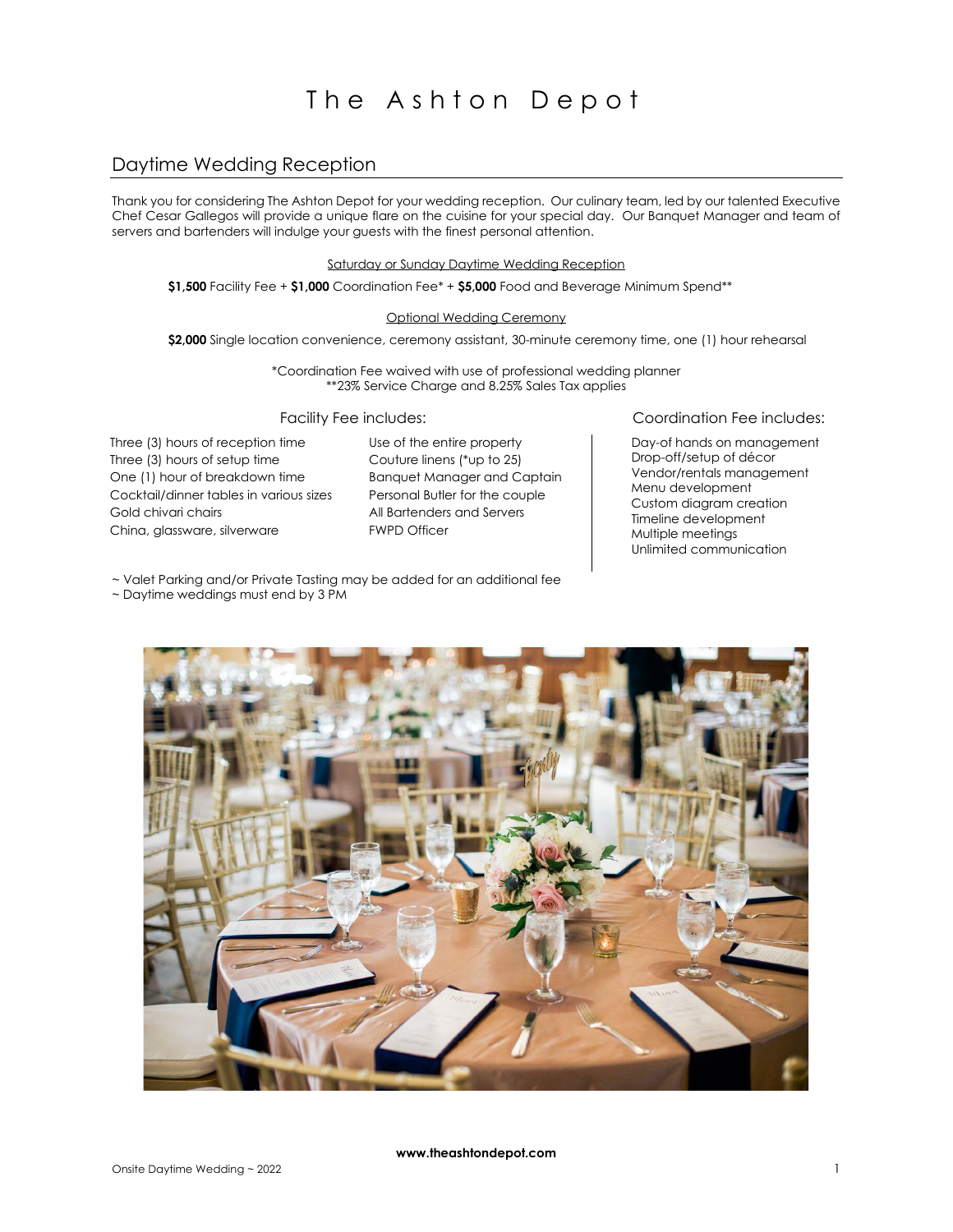# The Ashton Depot

## Daytime Wedding Reception

Thank you for considering The Ashton Depot for your wedding reception. Our culinary team, led by our talented Executive Chef Cesar Gallegos will provide a unique flare on the cuisine for your special day. Our Banquet Manager and team of servers and bartenders will indulge your guests with the finest personal attention.

Saturday or Sunday Daytime Wedding Reception

**$1,500** Facility Fee + **$1,000** Coordination Fee* + **$5,000** Food and Beverage Minimum Spend**

Optional Wedding Ceremony

**$2,000** Single location convenience, ceremony assistant, 30-minute ceremony time, one (1) hour rehearsal

*Coordination Fee waived with use of professional wedding planner
**23% Service Charge and 8.25% Sales Tax applies

### Facility Fee includes:

Three (3) hours of reception time
Three (3) hours of setup time
One (1) hour of breakdown time
Cocktail/dinner tables in various sizes
Gold chivari chairs
China, glassware, silverware
Use of the entire property
Couture linens (*up to 25)
Banquet Manager and Captain
Personal Butler for the couple
All Bartenders and Servers
FWPD Officer

### Coordination Fee includes:

Day-of hands on management
Drop-off/setup of décor
Vendor/rentals management
Menu development
Custom diagram creation
Timeline development
Multiple meetings
Unlimited communication

~ Valet Parking and/or Private Tasting may be added for an additional fee
~ Daytime weddings must end by 3 PM

**www.theashtondepot.com**

Onsite Daytime Wedding ~ 2022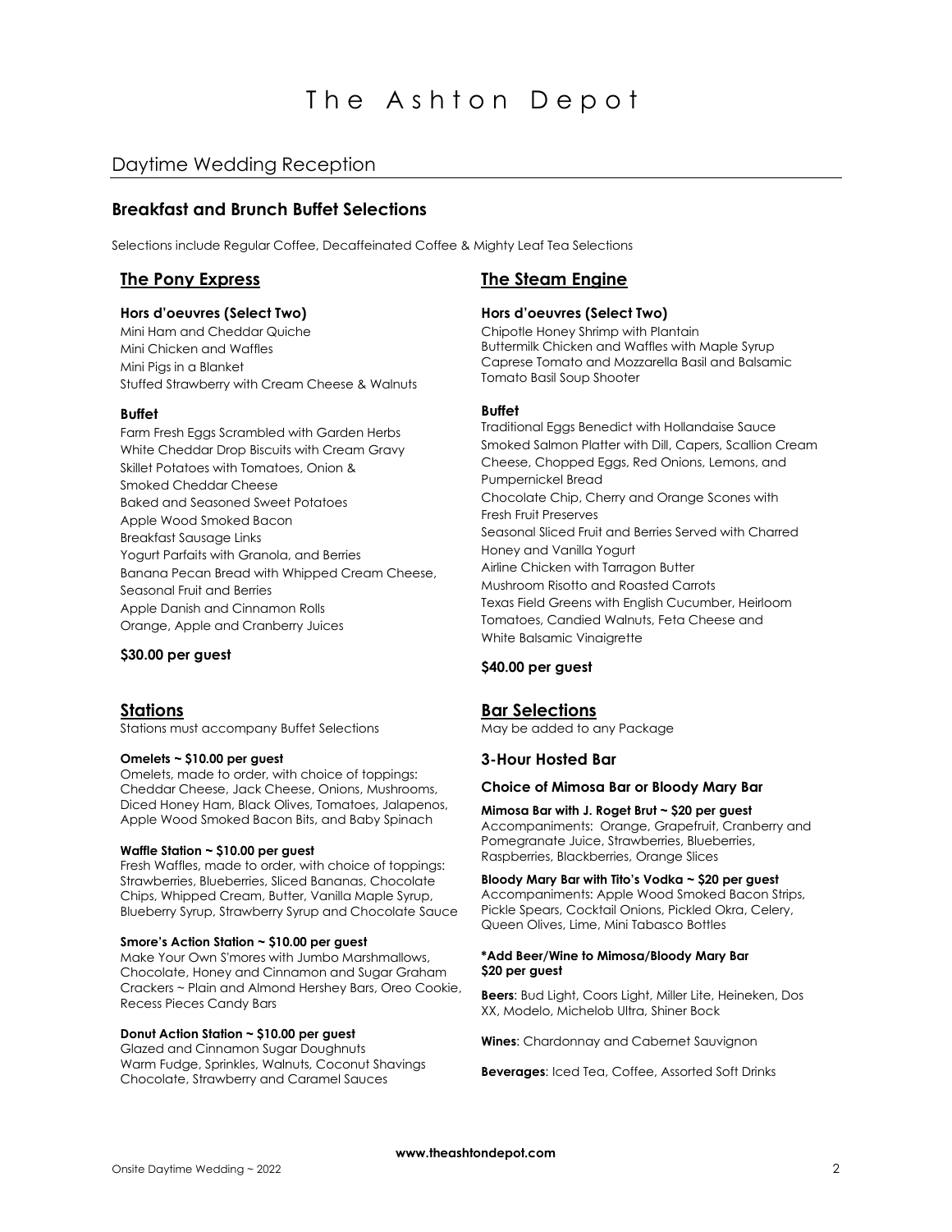# The Ashton Depot

## Daytime Wedding Reception

### Breakfast and Brunch Buffet Selections

Selections include Regular Coffee, Decaffeinated Coffee & Mighty Leaf Tea Selections

### The Pony Express

**Hors d'oeuvres (Select Two)**

Mini Ham and Cheddar Quiche
Mini Chicken and Waffles
Mini Pigs in a Blanket
Stuffed Strawberry with Cream Cheese & Walnuts

**Buffet**

Farm Fresh Eggs Scrambled with Garden Herbs
White Cheddar Drop Biscuits with Cream Gravy
Skillet Potatoes with Tomatoes, Onion & Smoked Cheddar Cheese
Baked and Seasoned Sweet Potatoes
Apple Wood Smoked Bacon
Breakfast Sausage Links
Yogurt Parfaits with Granola, and Berries
Banana Pecan Bread with Whipped Cream Cheese,
Seasonal Fruit and Berries
Apple Danish and Cinnamon Rolls
Orange, Apple and Cranberry Juices

**$30.00 per guest**

### The Steam Engine

**Hors d'oeuvres (Select Two)**

Chipotle Honey Shrimp with Plantain
Buttermilk Chicken and Waffles with Maple Syrup
Caprese Tomato and Mozzarella Basil and Balsamic
Tomato Basil Soup Shooter

**Buffet**

Traditional Eggs Benedict with Hollandaise Sauce
Smoked Salmon Platter with Dill, Capers, Scallion Cream Cheese, Chopped Eggs, Red Onions, Lemons, and Pumpernickel Bread
Chocolate Chip, Cherry and Orange Scones with Fresh Fruit Preserves
Seasonal Sliced Fruit and Berries Served with Charred Honey and Vanilla Yogurt
Airline Chicken with Tarragon Butter
Mushroom Risotto and Roasted Carrots
Texas Field Greens with English Cucumber, Heirloom Tomatoes, Candied Walnuts, Feta Cheese and White Balsamic Vinaigrette

**$40.00 per guest**

### Stations

Stations must accompany Buffet Selections

**Omelets ~ $10.00 per guest**
Omelets, made to order, with choice of toppings: Cheddar Cheese, Jack Cheese, Onions, Mushrooms, Diced Honey Ham, Black Olives, Tomatoes, Jalapenos, Apple Wood Smoked Bacon Bits, and Baby Spinach

**Waffle Station ~ $10.00 per guest**
Fresh Waffles, made to order, with choice of toppings: Strawberries, Blueberries, Sliced Bananas, Chocolate Chips, Whipped Cream, Butter, Vanilla Maple Syrup, Blueberry Syrup, Strawberry Syrup and Chocolate Sauce

**Smore's Action Station ~ $10.00 per guest**
Make Your Own S'mores with Jumbo Marshmallows, Chocolate, Honey and Cinnamon and Sugar Graham Crackers ~ Plain and Almond Hershey Bars, Oreo Cookie, Recess Pieces Candy Bars

**Donut Action Station ~ $10.00 per guest**
Glazed and Cinnamon Sugar Doughnuts
Warm Fudge, Sprinkles, Walnuts, Coconut Shavings
Chocolate, Strawberry and Caramel Sauces

### Bar Selections

May be added to any Package

**3-Hour Hosted Bar**

**Choice of Mimosa Bar or Bloody Mary Bar**

**Mimosa Bar with J. Roget Brut ~ $20 per guest**
Accompaniments: Orange, Grapefruit, Cranberry and Pomegranate Juice, Strawberries, Blueberries, Raspberries, Blackberries, Orange Slices

**Bloody Mary Bar with Tito's Vodka ~ $20 per guest**
Accompaniments: Apple Wood Smoked Bacon Strips, Pickle Spears, Cocktail Onions, Pickled Okra, Celery, Queen Olives, Lime, Mini Tabasco Bottles

**\*Add Beer/Wine to Mimosa/Bloody Mary Bar $20 per guest**

**Beers**: Bud Light, Coors Light, Miller Lite, Heineken, Dos XX, Modelo, Michelob Ultra, Shiner Bock

**Wines**: Chardonnay and Cabernet Sauvignon

**Beverages**: Iced Tea, Coffee, Assorted Soft Drinks

**www.theashtondepot.com**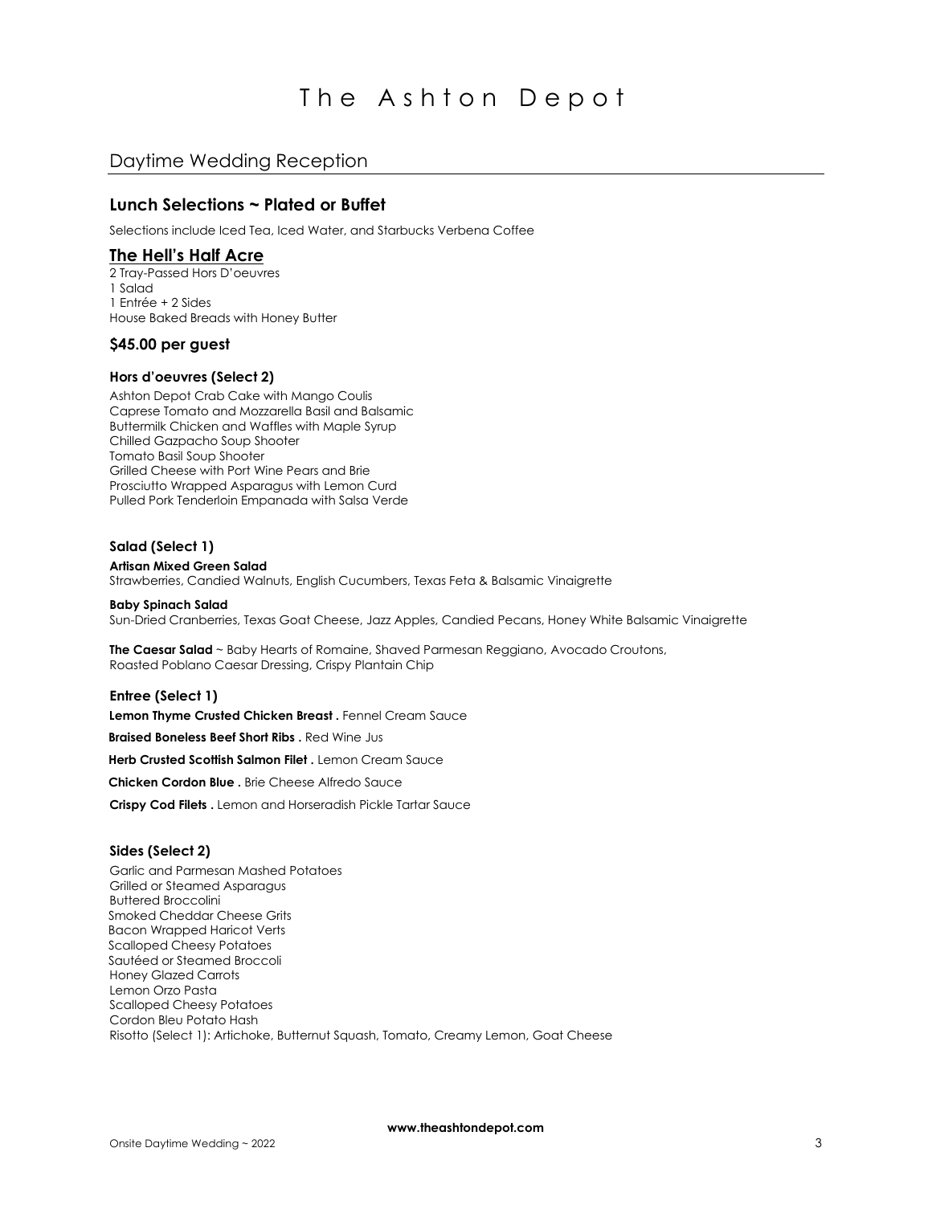# The Ashton Depot

## Daytime Wedding Reception

### Lunch Selections ~ Plated or Buffet

Selections include Iced Tea, Iced Water, and Starbucks Verbena Coffee

### The Hell's Half Acre

2 Tray-Passed Hors D'oeuvres
1 Salad
1 Entrée + 2 Sides
House Baked Breads with Honey Butter

### $45.00 per guest

#### Hors d'oeuvres (Select 2)

Ashton Depot Crab Cake with Mango Coulis
Caprese Tomato and Mozzarella Basil and Balsamic
Buttermilk Chicken and Waffles with Maple Syrup
Chilled Gazpacho Soup Shooter
Tomato Basil Soup Shooter
Grilled Cheese with Port Wine Pears and Brie
Prosciutto Wrapped Asparagus with Lemon Curd
Pulled Pork Tenderloin Empanada with Salsa Verde

#### Salad (Select 1)

**Artisan Mixed Green Salad**
Strawberries, Candied Walnuts, English Cucumbers, Texas Feta & Balsamic Vinaigrette

**Baby Spinach Salad**
Sun-Dried Cranberries, Texas Goat Cheese, Jazz Apples, Candied Pecans, Honey White Balsamic Vinaigrette

**The Caesar Salad** ~ Baby Hearts of Romaine, Shaved Parmesan Reggiano, Avocado Croutons, Roasted Poblano Caesar Dressing, Crispy Plantain Chip

#### Entree (Select 1)

**Lemon Thyme Crusted Chicken Breast .** Fennel Cream Sauce

**Braised Boneless Beef Short Ribs .** Red Wine Jus

**Herb Crusted Scottish Salmon Filet .** Lemon Cream Sauce

**Chicken Cordon Blue .** Brie Cheese Alfredo Sauce

**Crispy Cod Filets .** Lemon and Horseradish Pickle Tartar Sauce

#### Sides (Select 2)

Garlic and Parmesan Mashed Potatoes
Grilled or Steamed Asparagus
Buttered Broccolini
Smoked Cheddar Cheese Grits
Bacon Wrapped Haricot Verts
Scalloped Cheesy Potatoes
Sautéed or Steamed Broccoli
Honey Glazed Carrots
Lemon Orzo Pasta
Scalloped Cheesy Potatoes
Cordon Bleu Potato Hash
Risotto (Select 1): Artichoke, Butternut Squash, Tomato, Creamy Lemon, Goat Cheese

**www.theashtondepot.com**